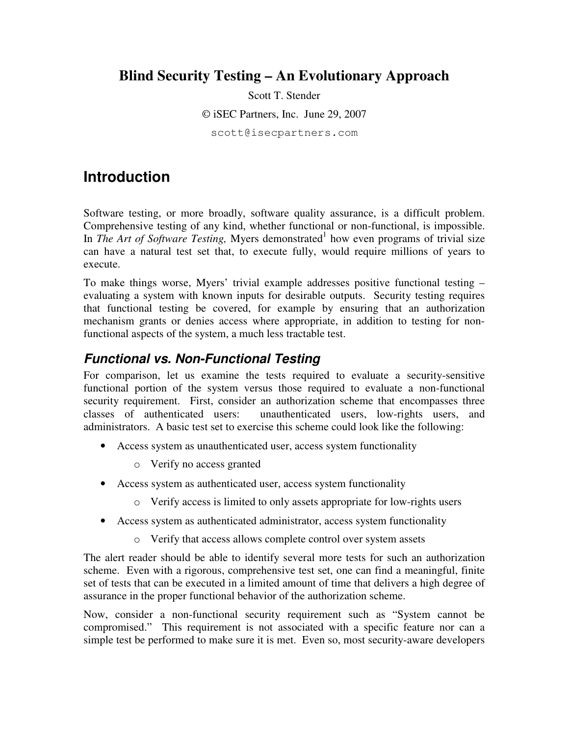# Blind Security Testing – An Evolutionary Approach

Scott T. Stender

© iSEC Partners, Inc. June 29, 2007

scott@isecpartners.com

## Introduction

Software testing, or more broadly, software quality assurance, is a difficult problem. Comprehensive testing of any kind, whether functional or non-functional, is impossible. In *The Art of Software Testing,* Myers demonstrated[1] how even programs of trivial size can have a natural test set that, to execute fully, would require millions of years to execute.

To make things worse, Myers' trivial example addresses positive functional testing – evaluating a system with known inputs for desirable outputs. Security testing requires that functional testing be covered, for example by ensuring that an authorization mechanism grants or denies access where appropriate, in addition to testing for non-functional aspects of the system, a much less tractable test.

### *Functional vs. Non-Functional Testing*

For comparison, let us examine the tests required to evaluate a security-sensitive functional portion of the system versus those required to evaluate a non-functional security requirement. First, consider an authorization scheme that encompasses three classes of authenticated users: unauthenticated users, low-rights users, and administrators. A basic test set to exercise this scheme could look like the following:

- Access system as unauthenticated user, access system functionality
  - Verify no access granted
- Access system as authenticated user, access system functionality
  - Verify access is limited to only assets appropriate for low-rights users
- Access system as authenticated administrator, access system functionality
  - Verify that access allows complete control over system assets

The alert reader should be able to identify several more tests for such an authorization scheme. Even with a rigorous, comprehensive test set, one can find a meaningful, finite set of tests that can be executed in a limited amount of time that delivers a high degree of assurance in the proper functional behavior of the authorization scheme.

Now, consider a non-functional security requirement such as "System cannot be compromised." This requirement is not associated with a specific feature nor can a simple test be performed to make sure it is met. Even so, most security-aware developers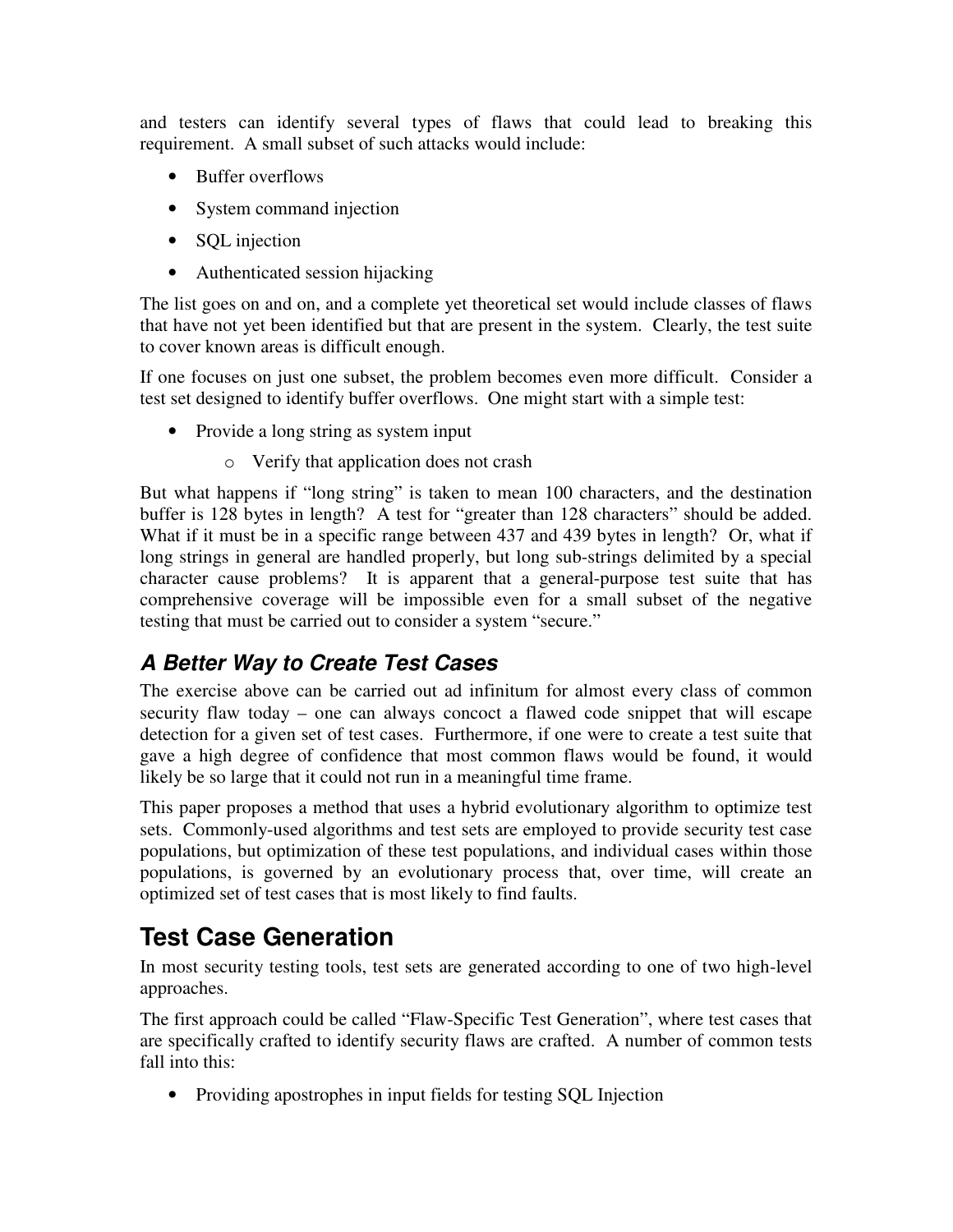and testers can identify several types of flaws that could lead to breaking this requirement. A small subset of such attacks would include:

- Buffer overflows
- System command injection
- SQL injection
- Authenticated session hijacking

The list goes on and on, and a complete yet theoretical set would include classes of flaws that have not yet been identified but that are present in the system. Clearly, the test suite to cover known areas is difficult enough.

If one focuses on just one subset, the problem becomes even more difficult. Consider a test set designed to identify buffer overflows. One might start with a simple test:

- Provide a long string as system input
    - Verify that application does not crash

But what happens if "long string" is taken to mean 100 characters, and the destination buffer is 128 bytes in length? A test for "greater than 128 characters" should be added. What if it must be in a specific range between 437 and 439 bytes in length? Or, what if long strings in general are handled properly, but long sub-strings delimited by a special character cause problems? It is apparent that a general-purpose test suite that has comprehensive coverage will be impossible even for a small subset of the negative testing that must be carried out to consider a system "secure."

### *A Better Way to Create Test Cases*

The exercise above can be carried out ad infinitum for almost every class of common security flaw today – one can always concoct a flawed code snippet that will escape detection for a given set of test cases. Furthermore, if one were to create a test suite that gave a high degree of confidence that most common flaws would be found, it would likely be so large that it could not run in a meaningful time frame.

This paper proposes a method that uses a hybrid evolutionary algorithm to optimize test sets. Commonly-used algorithms and test sets are employed to provide security test case populations, but optimization of these test populations, and individual cases within those populations, is governed by an evolutionary process that, over time, will create an optimized set of test cases that is most likely to find faults.

## Test Case Generation

In most security testing tools, test sets are generated according to one of two high-level approaches.

The first approach could be called "Flaw-Specific Test Generation", where test cases that are specifically crafted to identify security flaws are crafted. A number of common tests fall into this:

- Providing apostrophes in input fields for testing SQL Injection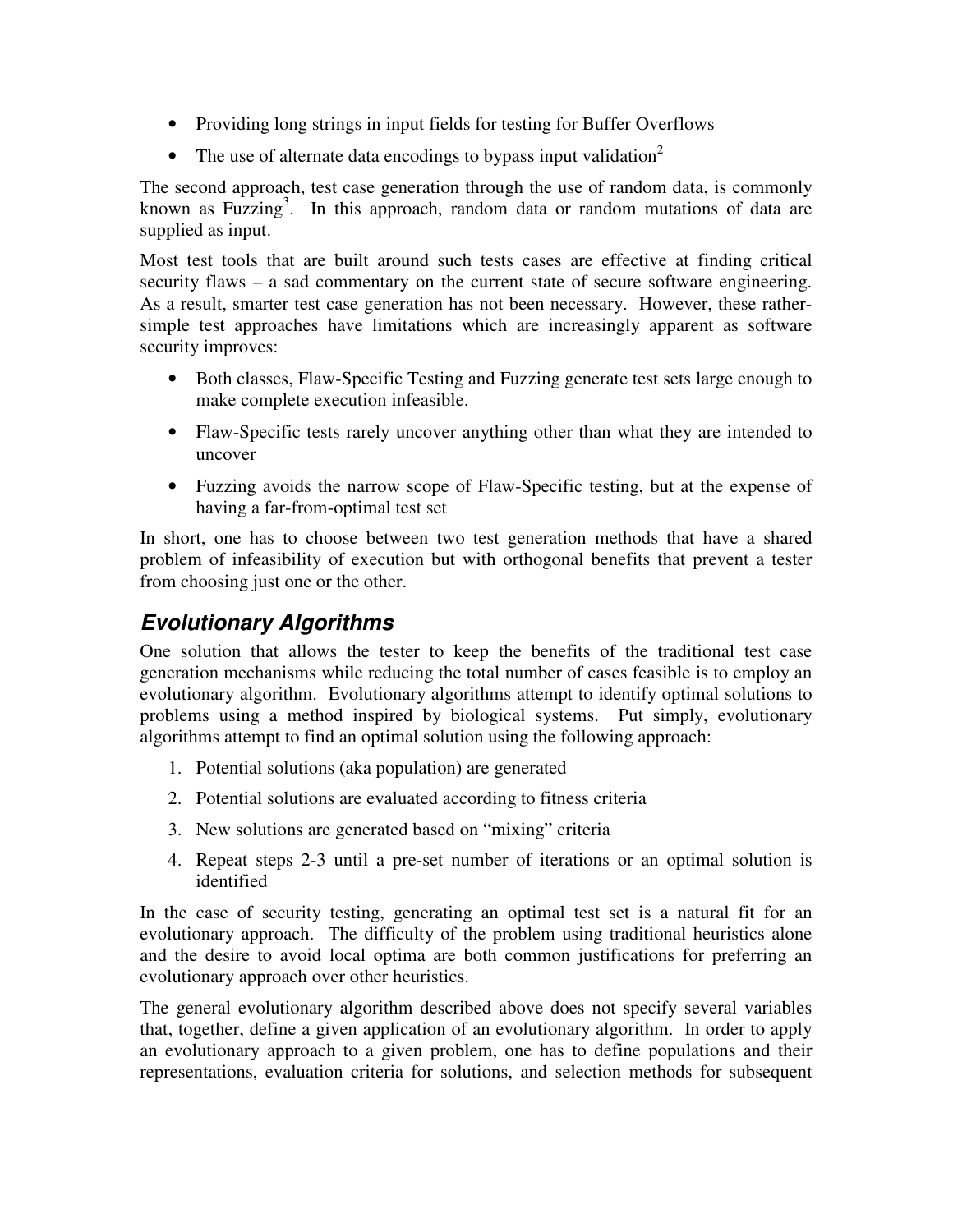- Providing long strings in input fields for testing for Buffer Overflows
- The use of alternate data encodings to bypass input validation[2]

The second approach, test case generation through the use of random data, is commonly known as Fuzzing[3]. In this approach, random data or random mutations of data are supplied as input.

Most test tools that are built around such tests cases are effective at finding critical security flaws – a sad commentary on the current state of secure software engineering. As a result, smarter test case generation has not been necessary. However, these rather-simple test approaches have limitations which are increasingly apparent as software security improves:

- Both classes, Flaw-Specific Testing and Fuzzing generate test sets large enough to make complete execution infeasible.
- Flaw-Specific tests rarely uncover anything other than what they are intended to uncover
- Fuzzing avoids the narrow scope of Flaw-Specific testing, but at the expense of having a far-from-optimal test set

In short, one has to choose between two test generation methods that have a shared problem of infeasibility of execution but with orthogonal benefits that prevent a tester from choosing just one or the other.

## *Evolutionary Algorithms*

One solution that allows the tester to keep the benefits of the traditional test case generation mechanisms while reducing the total number of cases feasible is to employ an evolutionary algorithm. Evolutionary algorithms attempt to identify optimal solutions to problems using a method inspired by biological systems. Put simply, evolutionary algorithms attempt to find an optimal solution using the following approach:

1. Potential solutions (aka population) are generated
2. Potential solutions are evaluated according to fitness criteria
3. New solutions are generated based on "mixing" criteria
4. Repeat steps 2-3 until a pre-set number of iterations or an optimal solution is identified

In the case of security testing, generating an optimal test set is a natural fit for an evolutionary approach. The difficulty of the problem using traditional heuristics alone and the desire to avoid local optima are both common justifications for preferring an evolutionary approach over other heuristics.

The general evolutionary algorithm described above does not specify several variables that, together, define a given application of an evolutionary algorithm. In order to apply an evolutionary approach to a given problem, one has to define populations and their representations, evaluation criteria for solutions, and selection methods for subsequent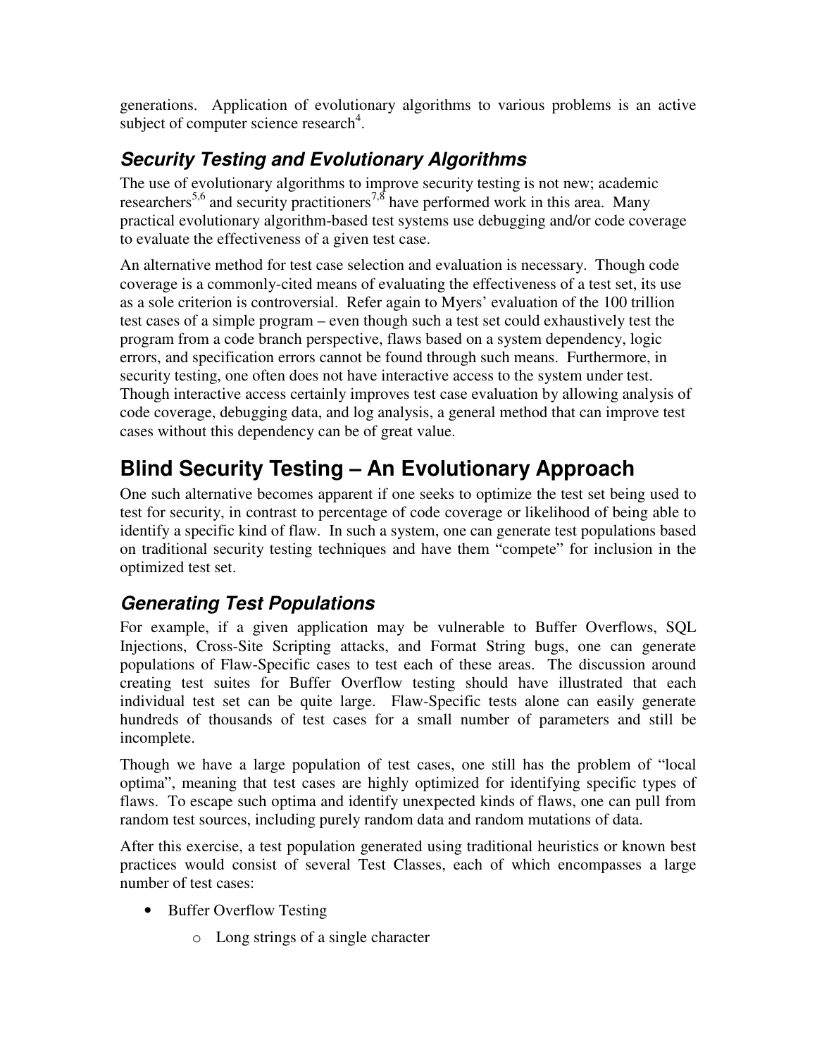generations. Application of evolutionary algorithms to various problems is an active subject of computer science research[4].

### *Security Testing and Evolutionary Algorithms*

The use of evolutionary algorithms to improve security testing is not new; academic researchers[5,6] and security practitioners[7,8] have performed work in this area. Many practical evolutionary algorithm-based test systems use debugging and/or code coverage to evaluate the effectiveness of a given test case.

An alternative method for test case selection and evaluation is necessary. Though code coverage is a commonly-cited means of evaluating the effectiveness of a test set, its use as a sole criterion is controversial. Refer again to Myers' evaluation of the 100 trillion test cases of a simple program – even though such a test set could exhaustively test the program from a code branch perspective, flaws based on a system dependency, logic errors, and specification errors cannot be found through such means. Furthermore, in security testing, one often does not have interactive access to the system under test. Though interactive access certainly improves test case evaluation by allowing analysis of code coverage, debugging data, and log analysis, a general method that can improve test cases without this dependency can be of great value.

## Blind Security Testing – An Evolutionary Approach

One such alternative becomes apparent if one seeks to optimize the test set being used to test for security, in contrast to percentage of code coverage or likelihood of being able to identify a specific kind of flaw. In such a system, one can generate test populations based on traditional security testing techniques and have them "compete" for inclusion in the optimized test set.

### *Generating Test Populations*

For example, if a given application may be vulnerable to Buffer Overflows, SQL Injections, Cross-Site Scripting attacks, and Format String bugs, one can generate populations of Flaw-Specific cases to test each of these areas. The discussion around creating test suites for Buffer Overflow testing should have illustrated that each individual test set can be quite large. Flaw-Specific tests alone can easily generate hundreds of thousands of test cases for a small number of parameters and still be incomplete.

Though we have a large population of test cases, one still has the problem of "local optima", meaning that test cases are highly optimized for identifying specific types of flaws. To escape such optima and identify unexpected kinds of flaws, one can pull from random test sources, including purely random data and random mutations of data.

After this exercise, a test population generated using traditional heuristics or known best practices would consist of several Test Classes, each of which encompasses a large number of test cases:

- Buffer Overflow Testing
    - Long strings of a single character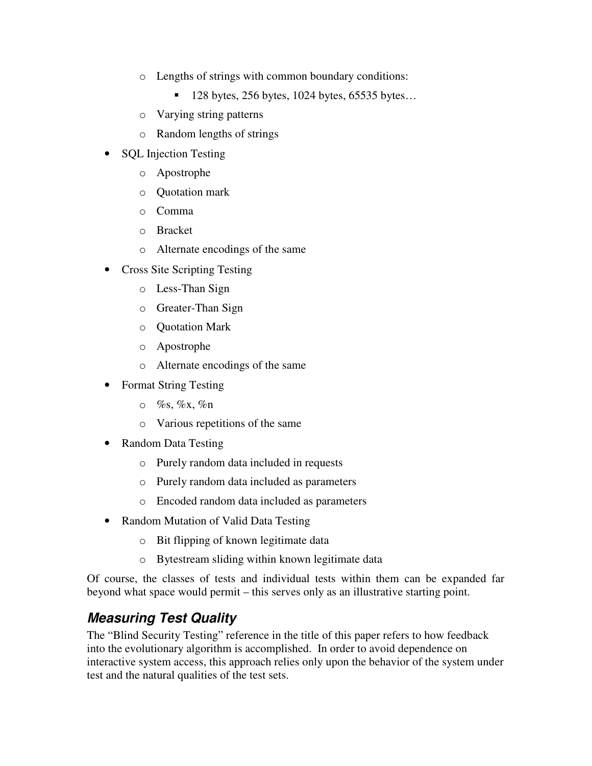- Lengths of strings with common boundary conditions:
    - 128 bytes, 256 bytes, 1024 bytes, 65535 bytes…
  - Varying string patterns
  - Random lengths of strings
- SQL Injection Testing
  - Apostrophe
  - Quotation mark
  - Comma
  - Bracket
  - Alternate encodings of the same
- Cross Site Scripting Testing
  - Less-Than Sign
  - Greater-Than Sign
  - Quotation Mark
  - Apostrophe
  - Alternate encodings of the same
- Format String Testing
  - %s, %x, %n
  - Various repetitions of the same
- Random Data Testing
  - Purely random data included in requests
  - Purely random data included as parameters
  - Encoded random data included as parameters
- Random Mutation of Valid Data Testing
  - Bit flipping of known legitimate data
  - Bytestream sliding within known legitimate data

Of course, the classes of tests and individual tests within them can be expanded far beyond what space would permit – this serves only as an illustrative starting point.

## *Measuring Test Quality*

The "Blind Security Testing" reference in the title of this paper refers to how feedback into the evolutionary algorithm is accomplished. In order to avoid dependence on interactive system access, this approach relies only upon the behavior of the system under test and the natural qualities of the test sets.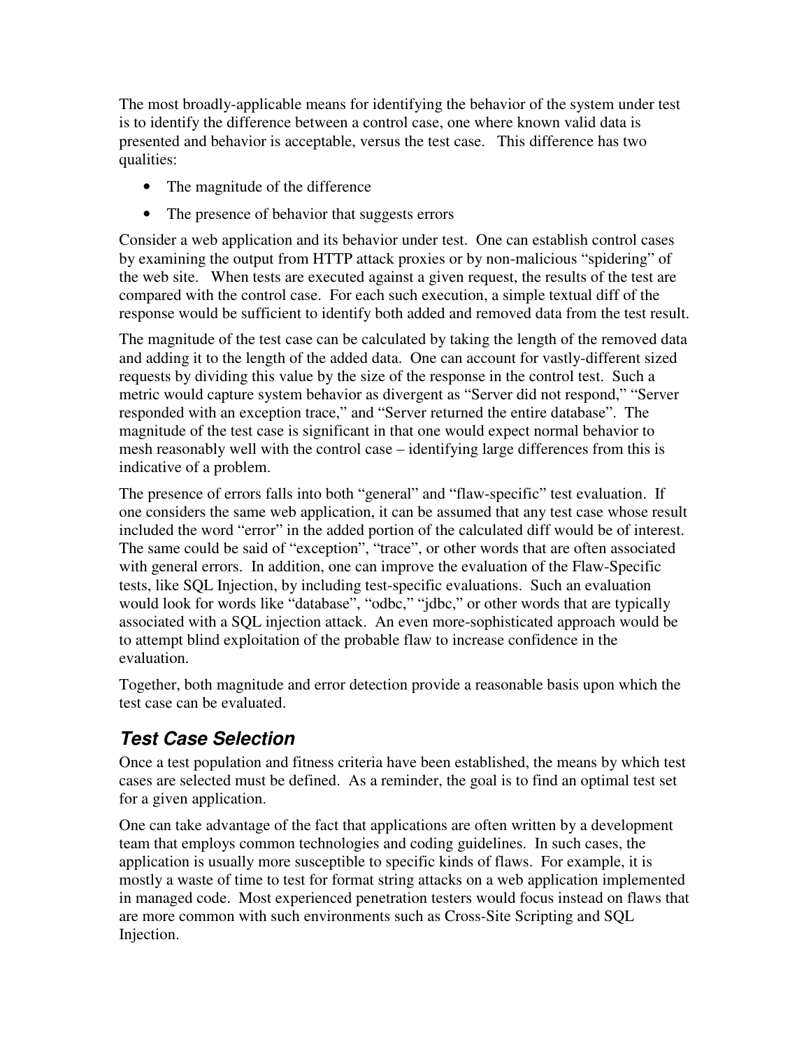The most broadly-applicable means for identifying the behavior of the system under test is to identify the difference between a control case, one where known valid data is presented and behavior is acceptable, versus the test case.   This difference has two qualities:

- The magnitude of the difference
- The presence of behavior that suggests errors

Consider a web application and its behavior under test.  One can establish control cases by examining the output from HTTP attack proxies or by non-malicious "spidering" of the web site.   When tests are executed against a given request, the results of the test are compared with the control case.  For each such execution, a simple textual diff of the response would be sufficient to identify both added and removed data from the test result.

The magnitude of the test case can be calculated by taking the length of the removed data and adding it to the length of the added data.  One can account for vastly-different sized requests by dividing this value by the size of the response in the control test.  Such a metric would capture system behavior as divergent as "Server did not respond," "Server responded with an exception trace," and "Server returned the entire database".  The magnitude of the test case is significant in that one would expect normal behavior to mesh reasonably well with the control case – identifying large differences from this is indicative of a problem.

The presence of errors falls into both "general" and "flaw-specific" test evaluation.  If one considers the same web application, it can be assumed that any test case whose result included the word "error" in the added portion of the calculated diff would be of interest. The same could be said of "exception", "trace", or other words that are often associated with general errors.  In addition, one can improve the evaluation of the Flaw-Specific tests, like SQL Injection, by including test-specific evaluations.  Such an evaluation would look for words like "database", "odbc," "jdbc," or other words that are typically associated with a SQL injection attack.  An even more-sophisticated approach would be to attempt blind exploitation of the probable flaw to increase confidence in the evaluation.

Together, both magnitude and error detection provide a reasonable basis upon which the test case can be evaluated.

## *Test Case Selection*

Once a test population and fitness criteria have been established, the means by which test cases are selected must be defined.  As a reminder, the goal is to find an optimal test set for a given application.

One can take advantage of the fact that applications are often written by a development team that employs common technologies and coding guidelines.  In such cases, the application is usually more susceptible to specific kinds of flaws.  For example, it is mostly a waste of time to test for format string attacks on a web application implemented in managed code.  Most experienced penetration testers would focus instead on flaws that are more common with such environments such as Cross-Site Scripting and SQL Injection.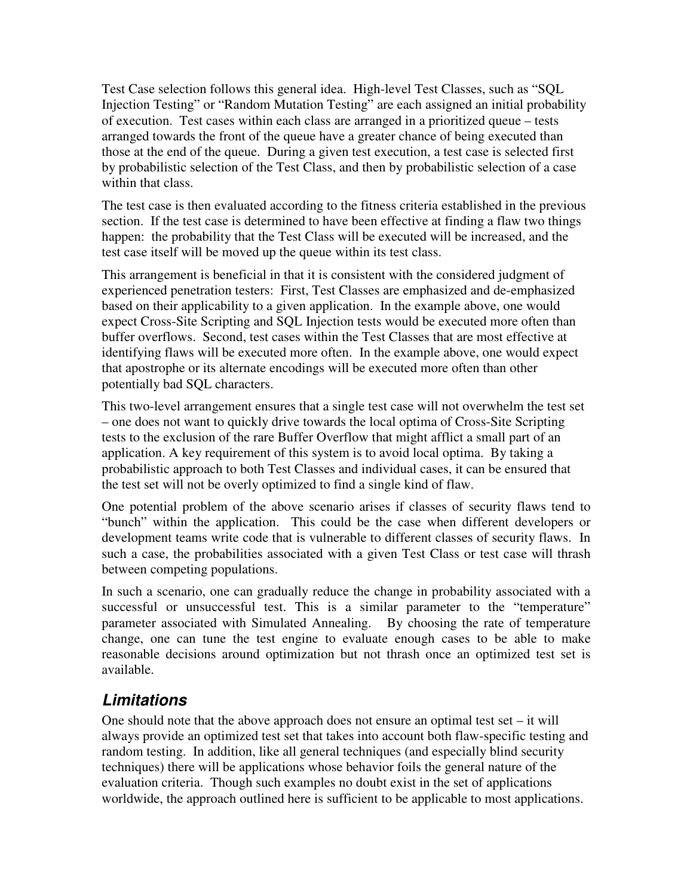Test Case selection follows this general idea. High-level Test Classes, such as "SQL Injection Testing" or "Random Mutation Testing" are each assigned an initial probability of execution. Test cases within each class are arranged in a prioritized queue – tests arranged towards the front of the queue have a greater chance of being executed than those at the end of the queue. During a given test execution, a test case is selected first by probabilistic selection of the Test Class, and then by probabilistic selection of a case within that class.

The test case is then evaluated according to the fitness criteria established in the previous section. If the test case is determined to have been effective at finding a flaw two things happen: the probability that the Test Class will be executed will be increased, and the test case itself will be moved up the queue within its test class.

This arrangement is beneficial in that it is consistent with the considered judgment of experienced penetration testers: First, Test Classes are emphasized and de-emphasized based on their applicability to a given application. In the example above, one would expect Cross-Site Scripting and SQL Injection tests would be executed more often than buffer overflows. Second, test cases within the Test Classes that are most effective at identifying flaws will be executed more often. In the example above, one would expect that apostrophe or its alternate encodings will be executed more often than other potentially bad SQL characters.

This two-level arrangement ensures that a single test case will not overwhelm the test set – one does not want to quickly drive towards the local optima of Cross-Site Scripting tests to the exclusion of the rare Buffer Overflow that might afflict a small part of an application. A key requirement of this system is to avoid local optima. By taking a probabilistic approach to both Test Classes and individual cases, it can be ensured that the test set will not be overly optimized to find a single kind of flaw.

One potential problem of the above scenario arises if classes of security flaws tend to "bunch" within the application. This could be the case when different developers or development teams write code that is vulnerable to different classes of security flaws. In such a case, the probabilities associated with a given Test Class or test case will thrash between competing populations.

In such a scenario, one can gradually reduce the change in probability associated with a successful or unsuccessful test. This is a similar parameter to the "temperature" parameter associated with Simulated Annealing. By choosing the rate of temperature change, one can tune the test engine to evaluate enough cases to be able to make reasonable decisions around optimization but not thrash once an optimized test set is available.

## *Limitations*

One should note that the above approach does not ensure an optimal test set – it will always provide an optimized test set that takes into account both flaw-specific testing and random testing. In addition, like all general techniques (and especially blind security techniques) there will be applications whose behavior foils the general nature of the evaluation criteria. Though such examples no doubt exist in the set of applications worldwide, the approach outlined here is sufficient to be applicable to most applications.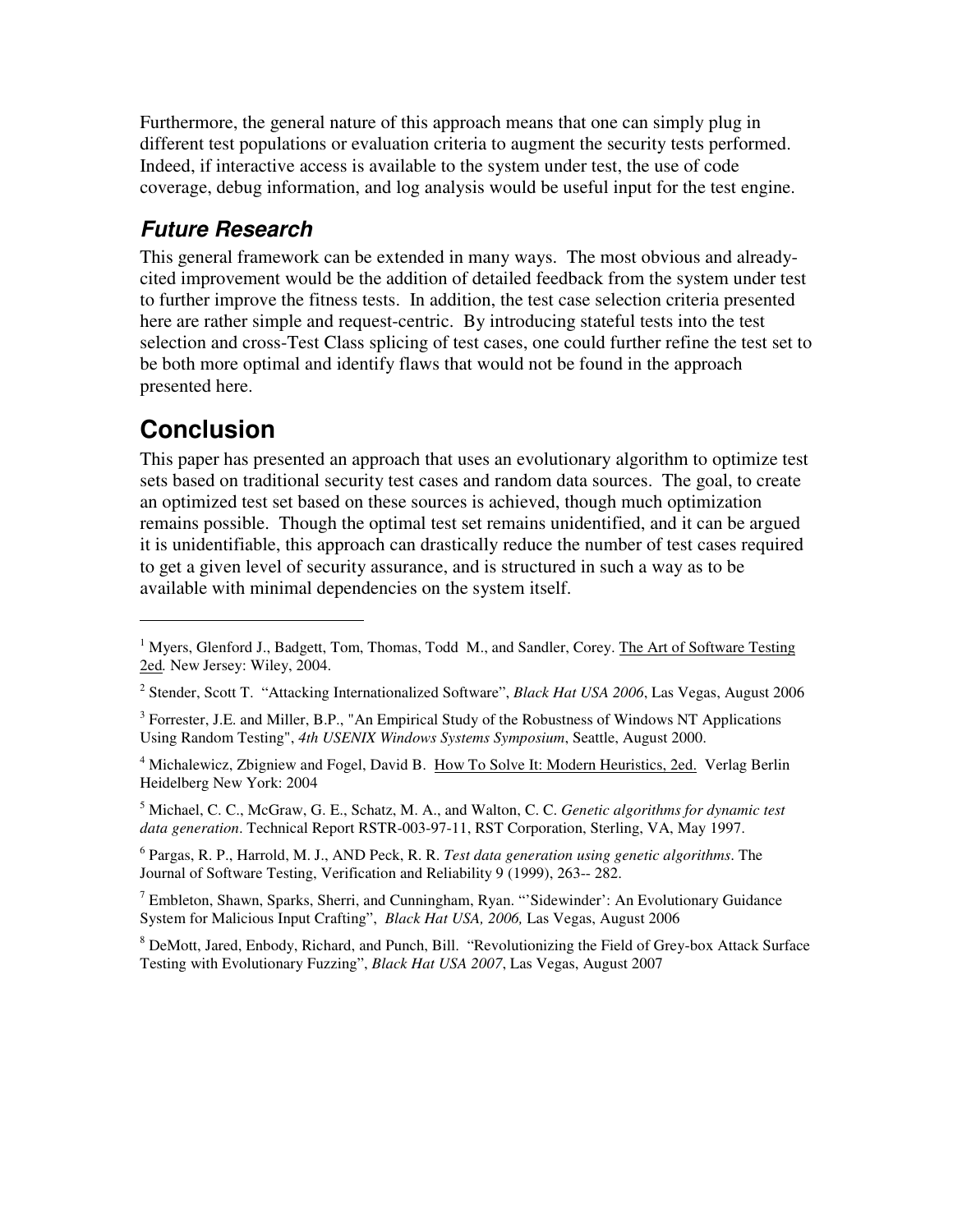Furthermore, the general nature of this approach means that one can simply plug in different test populations or evaluation criteria to augment the security tests performed. Indeed, if interactive access is available to the system under test, the use of code coverage, debug information, and log analysis would be useful input for the test engine.

### *Future Research*

This general framework can be extended in many ways. The most obvious and already-cited improvement would be the addition of detailed feedback from the system under test to further improve the fitness tests. In addition, the test case selection criteria presented here are rather simple and request-centric. By introducing stateful tests into the test selection and cross-Test Class splicing of test cases, one could further refine the test set to be both more optimal and identify flaws that would not be found in the approach presented here.

## Conclusion

This paper has presented an approach that uses an evolutionary algorithm to optimize test sets based on traditional security test cases and random data sources. The goal, to create an optimized test set based on these sources is achieved, though much optimization remains possible. Though the optimal test set remains unidentified, and it can be argued it is unidentifiable, this approach can drastically reduce the number of test cases required to get a given level of security assurance, and is structured in such a way as to be available with minimal dependencies on the system itself.

---

[1] Myers, Glenford J., Badgett, Tom, Thomas, Todd M., and Sandler, Corey. The Art of Software Testing 2ed. New Jersey: Wiley, 2004.

[2] Stender, Scott T. "Attacking Internationalized Software", *Black Hat USA 2006*, Las Vegas, August 2006

[3] Forrester, J.E. and Miller, B.P., "An Empirical Study of the Robustness of Windows NT Applications Using Random Testing", *4th USENIX Windows Systems Symposium*, Seattle, August 2000.

[4] Michalewicz, Zbigniew and Fogel, David B. How To Solve It: Modern Heuristics, 2ed. Verlag Berlin Heidelberg New York: 2004

[5] Michael, C. C., McGraw, G. E., Schatz, M. A., and Walton, C. C. *Genetic algorithms for dynamic test data generation*. Technical Report RSTR-003-97-11, RST Corporation, Sterling, VA, May 1997.

[6] Pargas, R. P., Harrold, M. J., AND Peck, R. R. *Test data generation using genetic algorithms*. The Journal of Software Testing, Verification and Reliability 9 (1999), 263-- 282.

[7] Embleton, Shawn, Sparks, Sherri, and Cunningham, Ryan. "'Sidewinder': An Evolutionary Guidance System for Malicious Input Crafting", *Black Hat USA, 2006,* Las Vegas, August 2006

[8] DeMott, Jared, Enbody, Richard, and Punch, Bill. "Revolutionizing the Field of Grey-box Attack Surface Testing with Evolutionary Fuzzing", *Black Hat USA 2007*, Las Vegas, August 2007